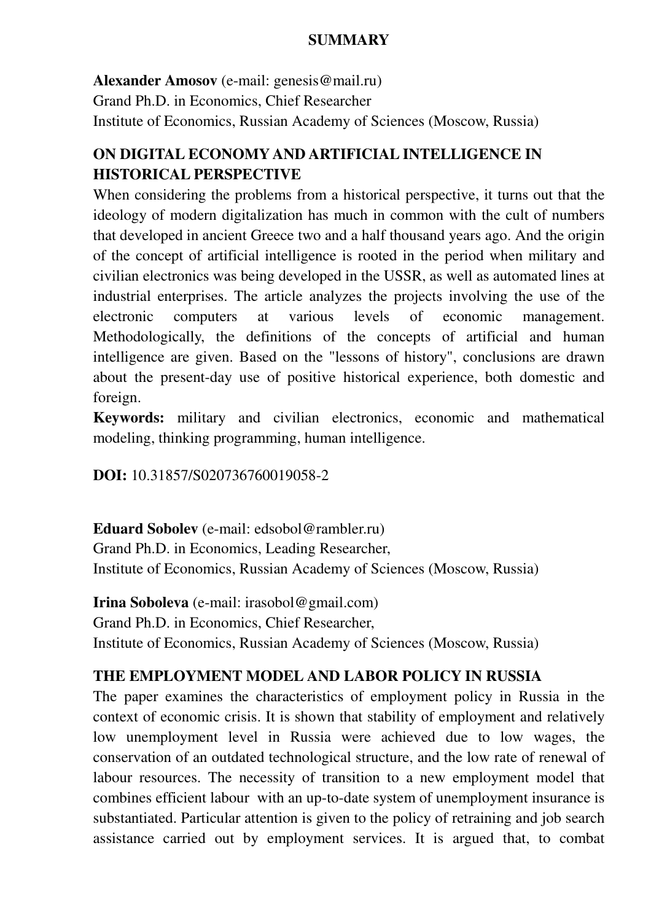# SUMMARY

**Alexander Amosov** (e-mail: genesis@mail.ru)
Grand Ph.D. in Economics, Chief Researcher
Institute of Economics, Russian Academy of Sciences (Moscow, Russia)

## ON DIGITAL ECONOMY AND ARTIFICIAL INTELLIGENCE IN HISTORICAL PERSPECTIVE

When considering the problems from a historical perspective, it turns out that the ideology of modern digitalization has much in common with the cult of numbers that developed in ancient Greece two and a half thousand years ago. And the origin of the concept of artificial intelligence is rooted in the period when military and civilian electronics was being developed in the USSR, as well as automated lines at industrial enterprises. The article analyzes the projects involving the use of the electronic computers at various levels of economic management. Methodologically, the definitions of the concepts of artificial and human intelligence are given. Based on the "lessons of history", conclusions are drawn about the present-day use of positive historical experience, both domestic and foreign.

**Keywords:** military and civilian electronics, economic and mathematical modeling, thinking programming, human intelligence.

**DOI:** 10.31857/S020736760019058-2

**Eduard Sobolev** (e-mail: edsobol@rambler.ru)
Grand Ph.D. in Economics, Leading Researcher,
Institute of Economics, Russian Academy of Sciences (Moscow, Russia)

**Irina Soboleva** (e-mail: irasobol@gmail.com)
Grand Ph.D. in Economics, Chief Researcher,
Institute of Economics, Russian Academy of Sciences (Moscow, Russia)

## THE EMPLOYMENT MODEL AND LABOR POLICY IN RUSSIA

The paper examines the characteristics of employment policy in Russia in the context of economic crisis. It is shown that stability of employment and relatively low unemployment level in Russia were achieved due to low wages, the conservation of an outdated technological structure, and the low rate of renewal of labour resources. The necessity of transition to a new employment model that combines efficient labour with an up-to-date system of unemployment insurance is substantiated. Particular attention is given to the policy of retraining and job search assistance carried out by employment services. It is argued that, to combat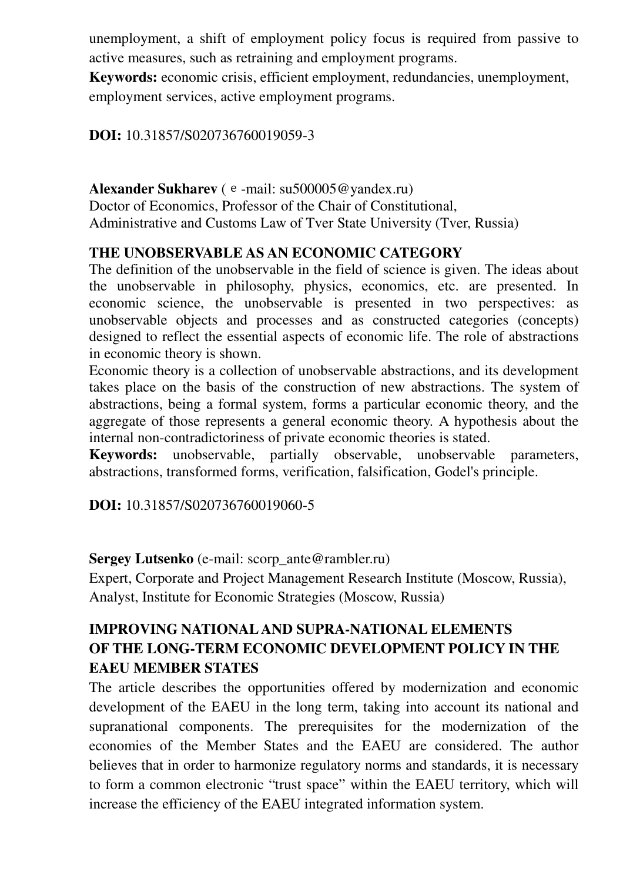unemployment, a shift of employment policy focus is required from passive to active measures, such as retraining and employment programs.

**Keywords:** economic crisis, efficient employment, redundancies, unemployment, employment services, active employment programs.

**DOI:** 10.31857/S020736760019059-3

**Alexander Sukharev** ( e -mail: su500005@yandex.ru)
Doctor of Economics, Professor of the Chair of Constitutional, Administrative and Customs Law of Tver State University (Tver, Russia)

**THE UNOBSERVABLE AS AN ECONOMIC CATEGORY**

The definition of the unobservable in the field of science is given. The ideas about the unobservable in philosophy, physics, economics, etc. are presented. In economic science, the unobservable is presented in two perspectives: as unobservable objects and processes and as constructed categories (concepts) designed to reflect the essential aspects of economic life. The role of abstractions in economic theory is shown.

Economic theory is a collection of unobservable abstractions, and its development takes place on the basis of the construction of new abstractions. The system of abstractions, being a formal system, forms a particular economic theory, and the aggregate of those represents a general economic theory. A hypothesis about the internal non-contradictoriness of private economic theories is stated.

**Keywords:** unobservable, partially observable, unobservable parameters, abstractions, transformed forms, verification, falsification, Godel's principle.

**DOI:** 10.31857/S020736760019060-5

**Sergey Lutsenko** (e-mail: scorp_ante@rambler.ru)
Expert, Corporate and Project Management Research Institute (Moscow, Russia), Analyst, Institute for Economic Strategies (Moscow, Russia)

**IMPROVING NATIONAL AND SUPRA-NATIONAL ELEMENTS OF THE LONG-TERM ECONOMIC DEVELOPMENT POLICY IN THE EAEU MEMBER STATES**

The article describes the opportunities offered by modernization and economic development of the EAEU in the long term, taking into account its national and supranational components. The prerequisites for the modernization of the economies of the Member States and the EAEU are considered. The author believes that in order to harmonize regulatory norms and standards, it is necessary to form a common electronic “trust space” within the EAEU territory, which will increase the efficiency of the EAEU integrated information system.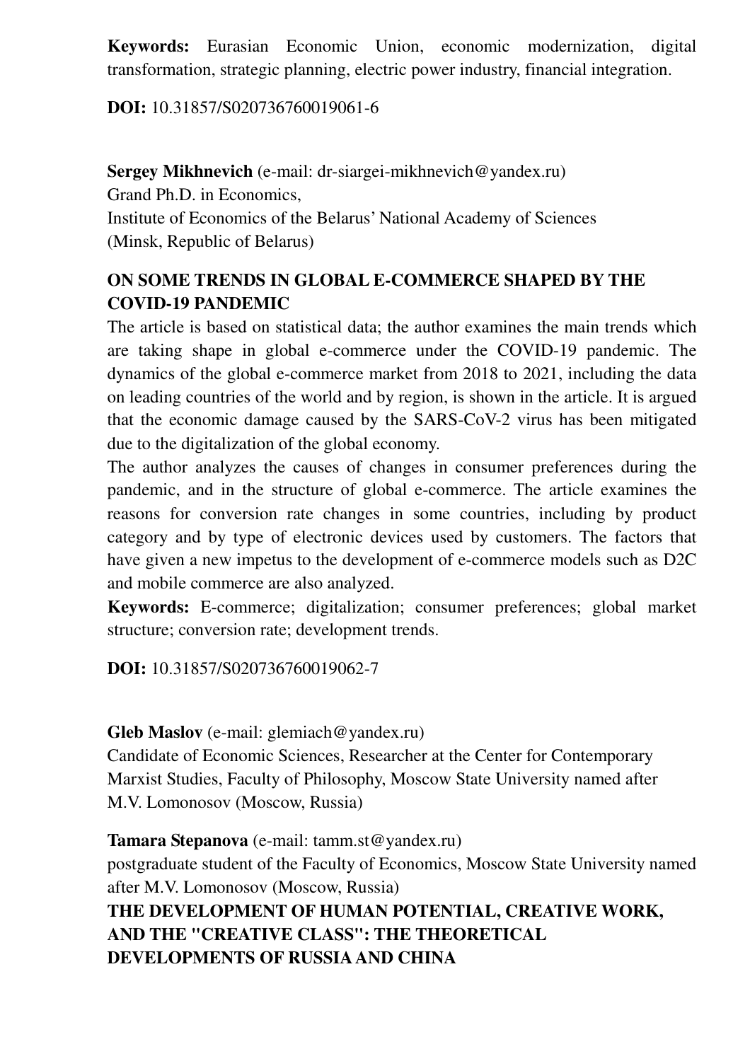**Keywords:** Eurasian Economic Union, economic modernization, digital transformation, strategic planning, electric power industry, financial integration.

**DOI:** 10.31857/S020736760019061-6

**Sergey Mikhnevich** (e-mail: dr-siargei-mikhnevich@yandex.ru)
Grand Ph.D. in Economics,
Institute of Economics of the Belarus' National Academy of Sciences
(Minsk, Republic of Belarus)

**ON SOME TRENDS IN GLOBAL E-COMMERCE SHAPED BY THE COVID-19 PANDEMIC**

The article is based on statistical data; the author examines the main trends which are taking shape in global e-commerce under the COVID-19 pandemic. The dynamics of the global e-commerce market from 2018 to 2021, including the data on leading countries of the world and by region, is shown in the article. It is argued that the economic damage caused by the SARS-CoV-2 virus has been mitigated due to the digitalization of the global economy.

The author analyzes the causes of changes in consumer preferences during the pandemic, and in the structure of global e-commerce. The article examines the reasons for conversion rate changes in some countries, including by product category and by type of electronic devices used by customers. The factors that have given a new impetus to the development of e-commerce models such as D2C and mobile commerce are also analyzed.

**Keywords:** E-commerce; digitalization; consumer preferences; global market structure; conversion rate; development trends.

**DOI:** 10.31857/S020736760019062-7

**Gleb Maslov** (e-mail: glemiach@yandex.ru)
Candidate of Economic Sciences, Researcher at the Center for Contemporary Marxist Studies, Faculty of Philosophy, Moscow State University named after M.V. Lomonosov (Moscow, Russia)

**Tamara Stepanova** (e-mail: tamm.st@yandex.ru)
postgraduate student of the Faculty of Economics, Moscow State University named after M.V. Lomonosov (Moscow, Russia)

**THE DEVELOPMENT OF HUMAN POTENTIAL, CREATIVE WORK, AND THE "CREATIVE CLASS": THE THEORETICAL DEVELOPMENTS OF RUSSIA AND CHINA**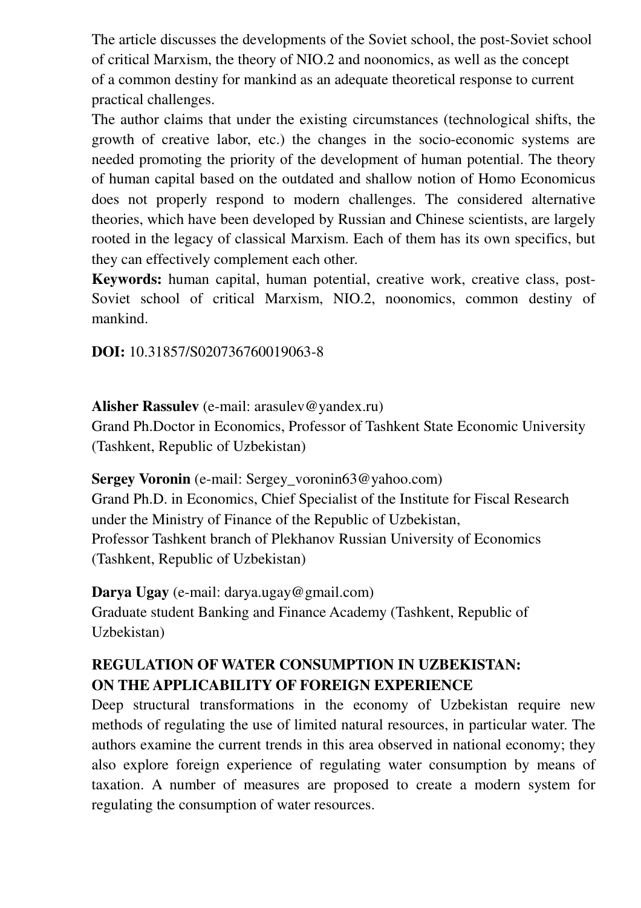The article discusses the developments of the Soviet school, the post-Soviet school of critical Marxism, the theory of NIO.2 and noonomics, as well as the concept of a common destiny for mankind as an adequate theoretical response to current practical challenges.

The author claims that under the existing circumstances (technological shifts, the growth of creative labor, etc.) the changes in the socio-economic systems are needed promoting the priority of the development of human potential. The theory of human capital based on the outdated and shallow notion of Homo Economicus does not properly respond to modern challenges. The considered alternative theories, which have been developed by Russian and Chinese scientists, are largely rooted in the legacy of classical Marxism. Each of them has its own specifics, but they can effectively complement each other.

**Keywords:** human capital, human potential, creative work, creative class, post-Soviet school of critical Marxism, NIO.2, noonomics, common destiny of mankind.

**DOI:** 10.31857/S020736760019063-8

**Alisher Rassulev** (e-mail: arasulev@yandex.ru)
Grand Ph.Doctor in Economics, Professor of Tashkent State Economic University (Tashkent, Republic of Uzbekistan)

**Sergey Voronin** (e-mail: Sergey_voronin63@yahoo.com)
Grand Ph.D. in Economics, Chief Specialist of the Institute for Fiscal Research under the Ministry of Finance of the Republic of Uzbekistan,
Professor Tashkent branch of Plekhanov Russian University of Economics (Tashkent, Republic of Uzbekistan)

**Darya Ugay** (e-mail: darya.ugay@gmail.com)
Graduate student Banking and Finance Academy (Tashkent, Republic of Uzbekistan)

**REGULATION OF WATER CONSUMPTION IN UZBEKISTAN: ON THE APPLICABILITY OF FOREIGN EXPERIENCE**

Deep structural transformations in the economy of Uzbekistan require new methods of regulating the use of limited natural resources, in particular water. The authors examine the current trends in this area observed in national economy; they also explore foreign experience of regulating water consumption by means of taxation. A number of measures are proposed to create a modern system for regulating the consumption of water resources.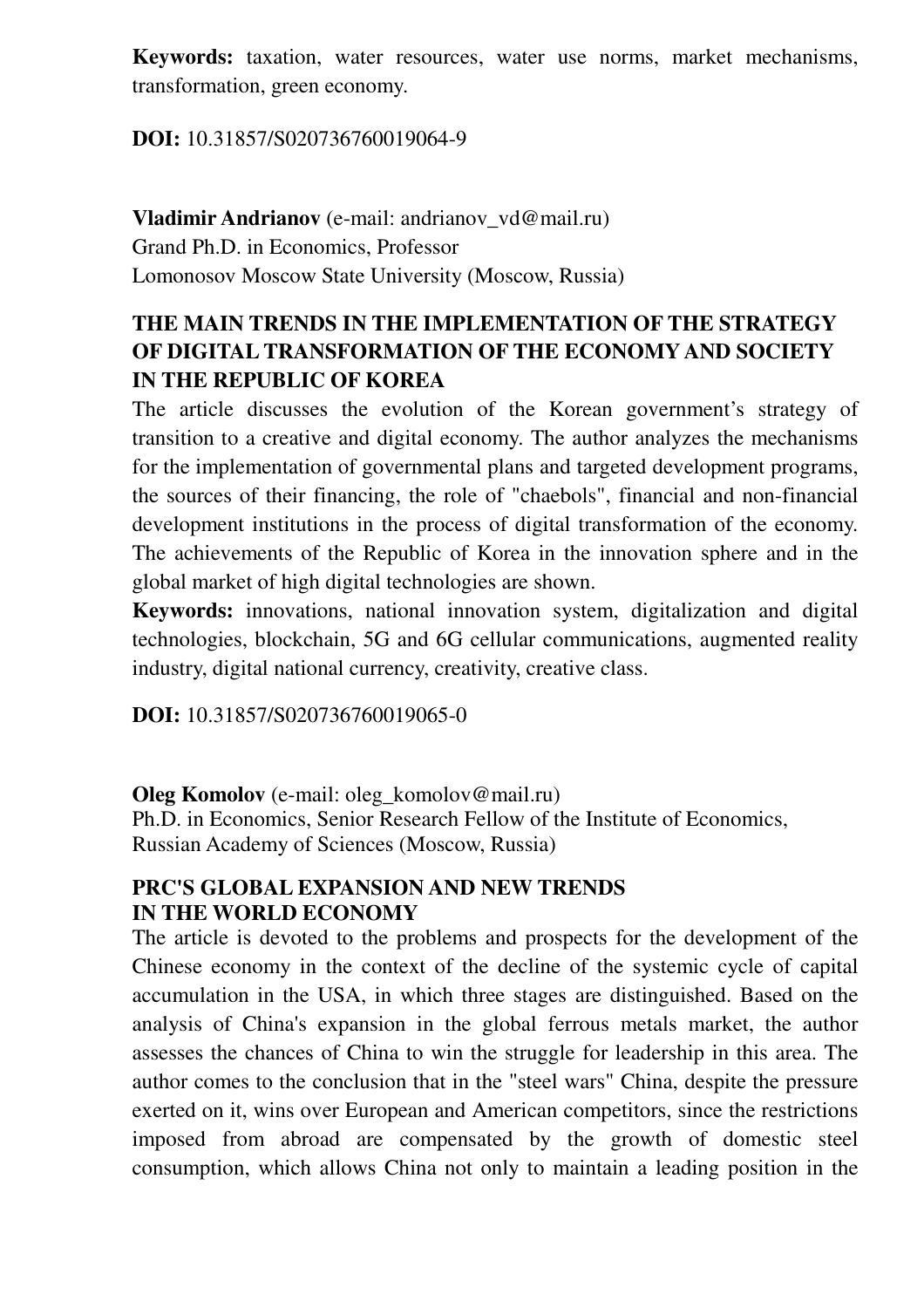**Keywords:** taxation, water resources, water use norms, market mechanisms, transformation, green economy.

**DOI:** 10.31857/S020736760019064-9

**Vladimir Andrianov** (e-mail: andrianov_vd@mail.ru)
Grand Ph.D. in Economics, Professor
Lomonosov Moscow State University (Moscow, Russia)

### THE MAIN TRENDS IN THE IMPLEMENTATION OF THE STRATEGY OF DIGITAL TRANSFORMATION OF THE ECONOMY AND SOCIETY IN THE REPUBLIC OF KOREA

The article discusses the evolution of the Korean government's strategy of transition to a creative and digital economy. The author analyzes the mechanisms for the implementation of governmental plans and targeted development programs, the sources of their financing, the role of "chaebols", financial and non-financial development institutions in the process of digital transformation of the economy. The achievements of the Republic of Korea in the innovation sphere and in the global market of high digital technologies are shown.

**Keywords:** innovations, national innovation system, digitalization and digital technologies, blockchain, 5G and 6G cellular communications, augmented reality industry, digital national currency, creativity, creative class.

**DOI:** 10.31857/S020736760019065-0

**Oleg Komolov** (e-mail: oleg_komolov@mail.ru)
Ph.D. in Economics, Senior Research Fellow of the Institute of Economics, Russian Academy of Sciences (Moscow, Russia)

### PRC'S GLOBAL EXPANSION AND NEW TRENDS IN THE WORLD ECONOMY

The article is devoted to the problems and prospects for the development of the Chinese economy in the context of the decline of the systemic cycle of capital accumulation in the USA, in which three stages are distinguished. Based on the analysis of China's expansion in the global ferrous metals market, the author assesses the chances of China to win the struggle for leadership in this area. The author comes to the conclusion that in the "steel wars" China, despite the pressure exerted on it, wins over European and American competitors, since the restrictions imposed from abroad are compensated by the growth of domestic steel consumption, which allows China not only to maintain a leading position in the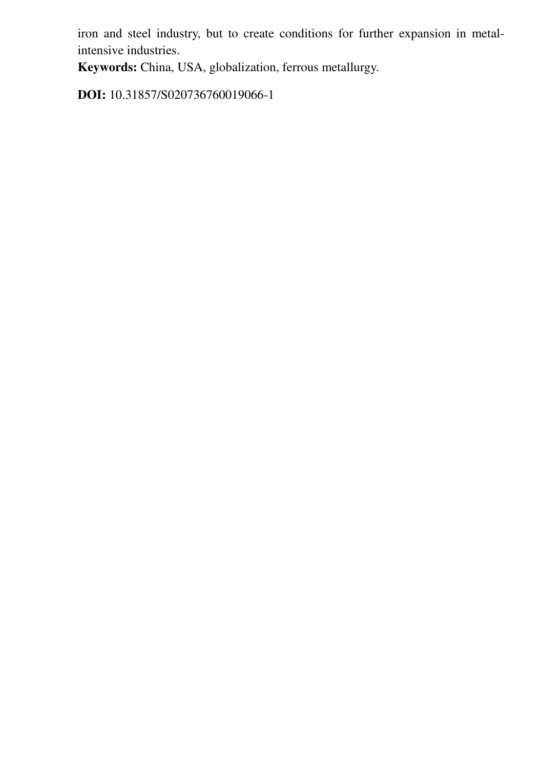iron and steel industry, but to create conditions for further expansion in metal-intensive industries.

**Keywords:** China, USA, globalization, ferrous metallurgy.

**DOI:** 10.31857/S020736760019066-1